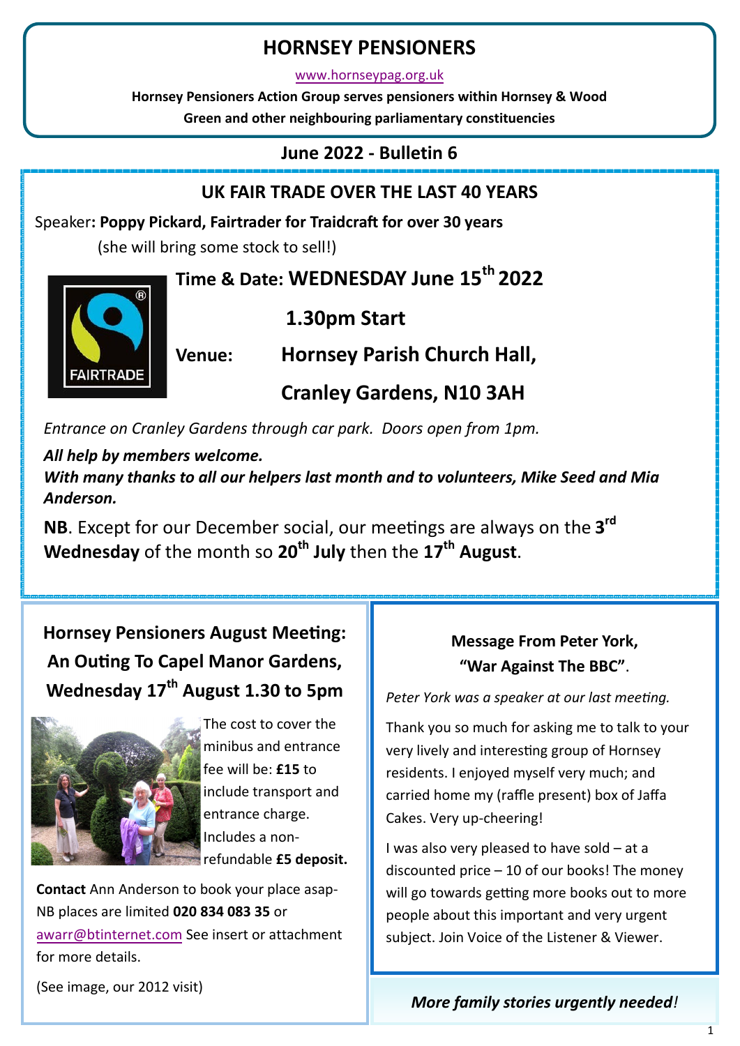# HORNSEY PENSIONERS

www.hornseypag.org.uk

**Hornsey Pensioners Action Group serves pensioners within Hornsey & Wood Green and other neighbouring parliamentary constituencies**

## June 2022 - Bulletin 6

## UK FAIR TRADE OVER THE LAST 40 YEARS

Speaker**: Poppy Pickard, Fairtrader for Traidcraft for over 30 years**

(she will bring some stock to sell!)

**Time & Date: WEDNESDAY June 15th 2022**

**1.30pm Start**

**Venue: Hornsey Parish Church Hall, Cranley Gardens, N10 3AH**

*Entrance on Cranley Gardens through car park. Doors open from 1pm.*

***All help by members welcome.***

***With many thanks to all our helpers last month and to volunteers, Mike Seed and Mia Anderson.***

**NB**. Except for our December social, our meetings are always on the **3rd Wednesday** of the month so **20th July** then the **17th August**.

### Hornsey Pensioners August Meeting: An Outing To Capel Manor Gardens, Wednesday 17th August 1.30 to 5pm

The cost to cover the minibus and entrance fee will be: **£15** to include transport and entrance charge. Includes a non-refundable **£5 deposit.**

**Contact** Ann Anderson to book your place asap- NB places are limited **020 834 083 35** or awarr@btinternet.com See insert or attachment for more details.

(See image, our 2012 visit)

### Message From Peter York, "War Against The BBC".

*Peter York was a speaker at our last meeting.*

Thank you so much for asking me to talk to your very lively and interesting group of Hornsey residents. I enjoyed myself very much; and carried home my (raffle present) box of Jaffa Cakes. Very up-cheering!

I was also very pleased to have sold – at a discounted price – 10 of our books! The money will go towards getting more books out to more people about this important and very urgent subject. Join Voice of the Listener & Viewer.

***More family stories urgently needed!***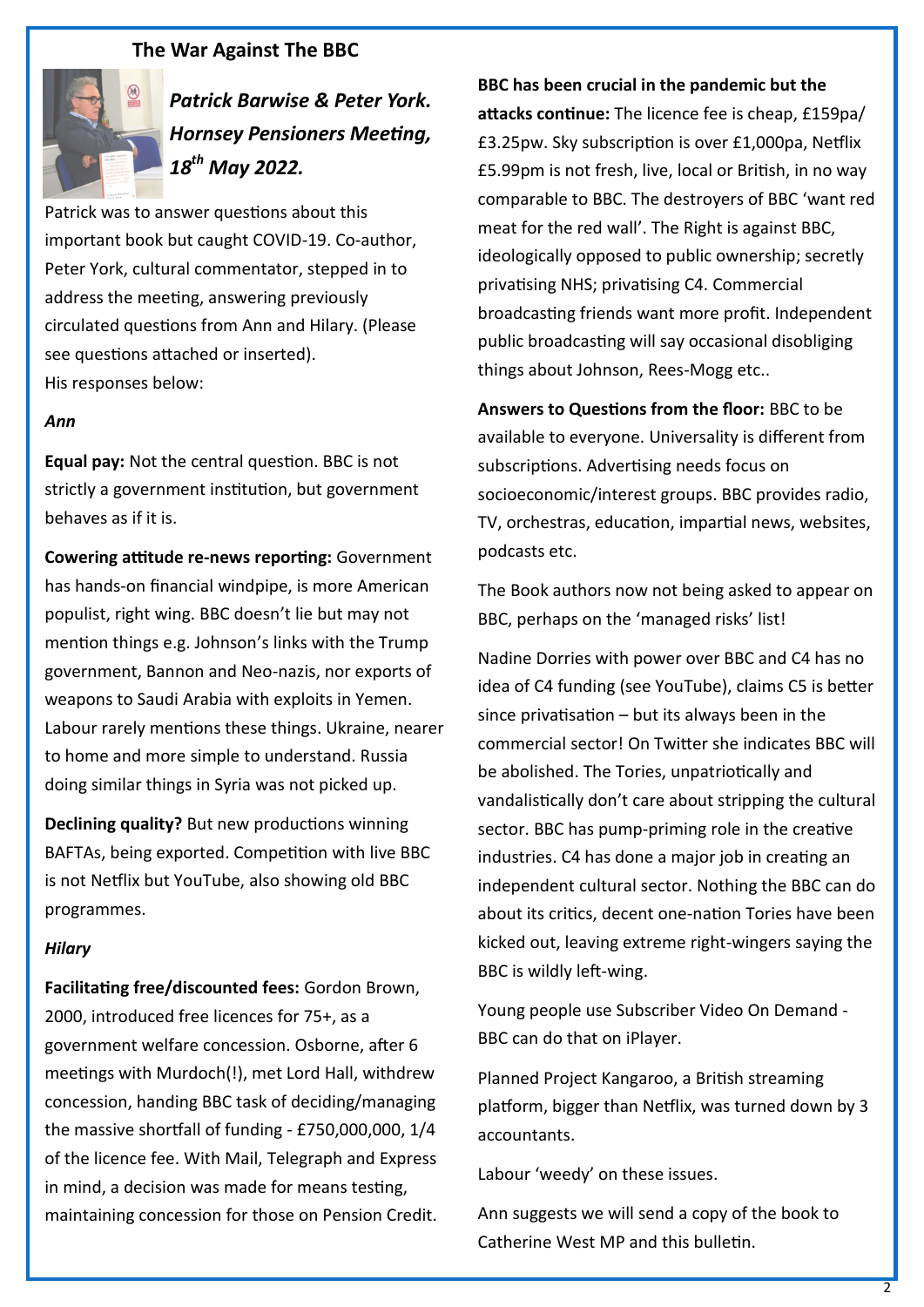## The War Against The BBC

***Patrick Barwise & Peter York. Hornsey Pensioners Meeting, 18th May 2022.***

Patrick was to answer questions about this important book but caught COVID-19. Co-author, Peter York, cultural commentator, stepped in to address the meeting, answering previously circulated questions from Ann and Hilary. (Please see questions attached or inserted).
His responses below:

***Ann***

**Equal pay:** Not the central question. BBC is not strictly a government institution, but government behaves as if it is.

**Cowering attitude re-news reporting:** Government has hands-on financial windpipe, is more American populist, right wing. BBC doesn't lie but may not mention things e.g. Johnson's links with the Trump government, Bannon and Neo-nazis, nor exports of weapons to Saudi Arabia with exploits in Yemen. Labour rarely mentions these things. Ukraine, nearer to home and more simple to understand. Russia doing similar things in Syria was not picked up.

**Declining quality?** But new productions winning BAFTAs, being exported. Competition with live BBC is not Netflix but YouTube, also showing old BBC programmes.

***Hilary***

**Facilitating free/discounted fees:** Gordon Brown, 2000, introduced free licences for 75+, as a government welfare concession. Osborne, after 6 meetings with Murdoch(!), met Lord Hall, withdrew concession, handing BBC task of deciding/managing the massive shortfall of funding - £750,000,000, 1/4 of the licence fee. With Mail, Telegraph and Express in mind, a decision was made for means testing, maintaining concession for those on Pension Credit.

**BBC has been crucial in the pandemic but the attacks continue:** The licence fee is cheap, £159pa/ £3.25pw. Sky subscription is over £1,000pa, Netflix £5.99pm is not fresh, live, local or British, in no way comparable to BBC. The destroyers of BBC 'want red meat for the red wall'. The Right is against BBC, ideologically opposed to public ownership; secretly privatising NHS; privatising C4. Commercial broadcasting friends want more profit. Independent public broadcasting will say occasional disobliging things about Johnson, Rees-Mogg etc..

**Answers to Questions from the floor:** BBC to be available to everyone. Universality is different from subscriptions. Advertising needs focus on socioeconomic/interest groups. BBC provides radio, TV, orchestras, education, impartial news, websites, podcasts etc.

The Book authors now not being asked to appear on BBC, perhaps on the 'managed risks' list!

Nadine Dorries with power over BBC and C4 has no idea of C4 funding (see YouTube), claims C5 is better since privatisation – but its always been in the commercial sector! On Twitter she indicates BBC will be abolished. The Tories, unpatriotically and vandalistically don't care about stripping the cultural sector. BBC has pump-priming role in the creative industries. C4 has done a major job in creating an independent cultural sector. Nothing the BBC can do about its critics, decent one-nation Tories have been kicked out, leaving extreme right-wingers saying the BBC is wildly left-wing.

Young people use Subscriber Video On Demand - BBC can do that on iPlayer.

Planned Project Kangaroo, a British streaming platform, bigger than Netflix, was turned down by 3 accountants.

Labour 'weedy' on these issues.

Ann suggests we will send a copy of the book to Catherine West MP and this bulletin.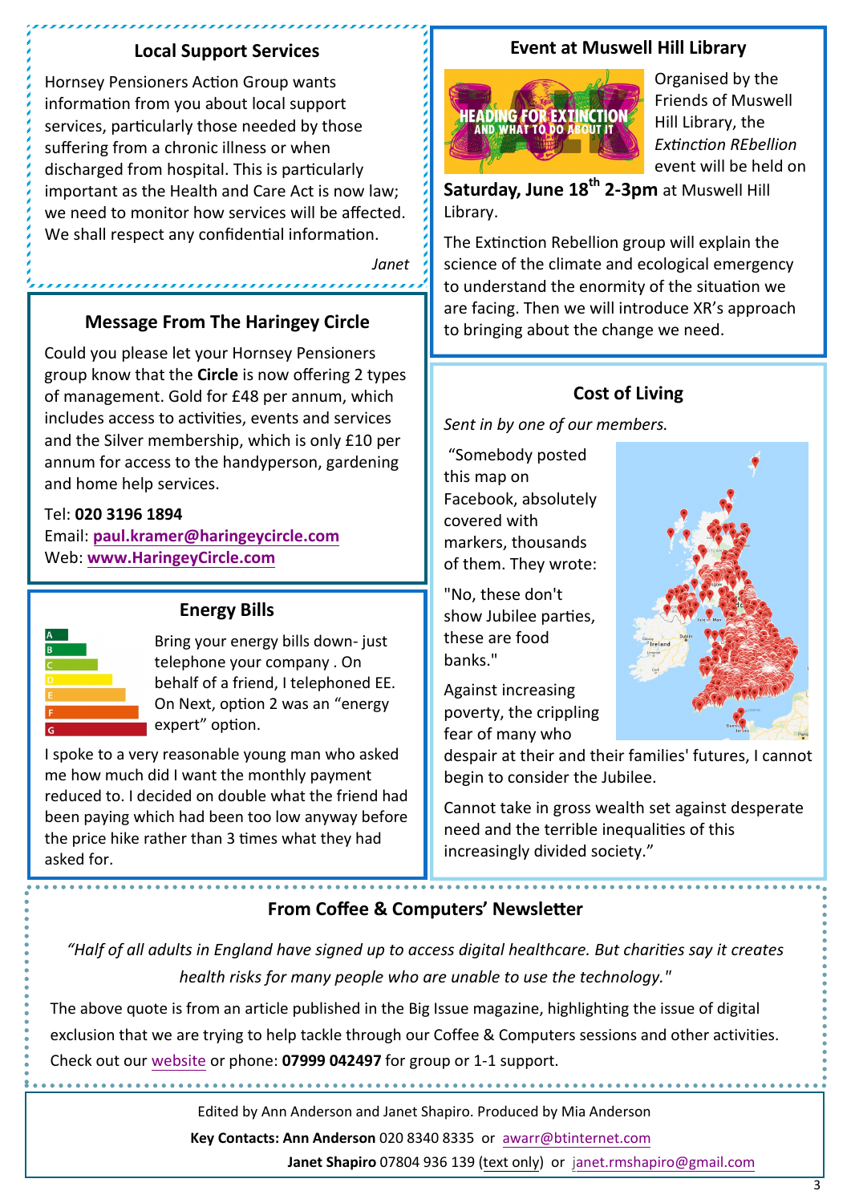## Local Support Services

Hornsey Pensioners Action Group wants information from you about local support services, particularly those needed by those suffering from a chronic illness or when discharged from hospital. This is particularly important as the Health and Care Act is now law; we need to monitor how services will be affected. We shall respect any confidential information.

*Janet*

## Message From The Haringey Circle

Could you please let your Hornsey Pensioners group know that the **Circle** is now offering 2 types of management. Gold for £48 per annum, which includes access to activities, events and services and the Silver membership, which is only £10 per annum for access to the handyperson, gardening and home help services.

Tel: **020 3196 1894**
Email: **paul.kramer@haringeycircle.com**
Web: **www.HaringeyCircle.com**

## Energy Bills

Bring your energy bills down- just telephone your company . On behalf of a friend, I telephoned EE. On Next, option 2 was an "energy expert" option.

I spoke to a very reasonable young man who asked me how much did I want the monthly payment reduced to. I decided on double what the friend had been paying which had been too low anyway before the price hike rather than 3 times what they had asked for.

## Event at Muswell Hill Library

Organised by the Friends of Muswell Hill Library, the *Extinction REbellion* event will be held on **Saturday, June 18th 2-3pm** at Muswell Hill Library.

The Extinction Rebellion group will explain the science of the climate and ecological emergency to understand the enormity of the situation we are facing. Then we will introduce XR's approach to bringing about the change we need.

## Cost of Living

*Sent in by one of our members.*

"Somebody posted this map on Facebook, absolutely covered with markers, thousands of them. They wrote:

"No, these don't show Jubilee parties, these are food banks."

Against increasing poverty, the crippling fear of many who despair at their and their families' futures, I cannot begin to consider the Jubilee.

Cannot take in gross wealth set against desperate need and the terrible inequalities of this increasingly divided society."

## From Coffee & Computers' Newsletter

*"Half of all adults in England have signed up to access digital healthcare. But charities say it creates health risks for many people who are unable to use the technology."*

The above quote is from an article published in the Big Issue magazine, highlighting the issue of digital exclusion that we are trying to help tackle through our Coffee & Computers sessions and other activities. Check out our website or phone: **07999 042497** for group or 1-1 support.

Edited by Ann Anderson and Janet Shapiro. Produced by Mia Anderson

**Key Contacts: Ann Anderson** 020 8340 8335 or awarr@btinternet.com

**Janet Shapiro** 07804 936 139 (text only) or janet.rmshapiro@gmail.com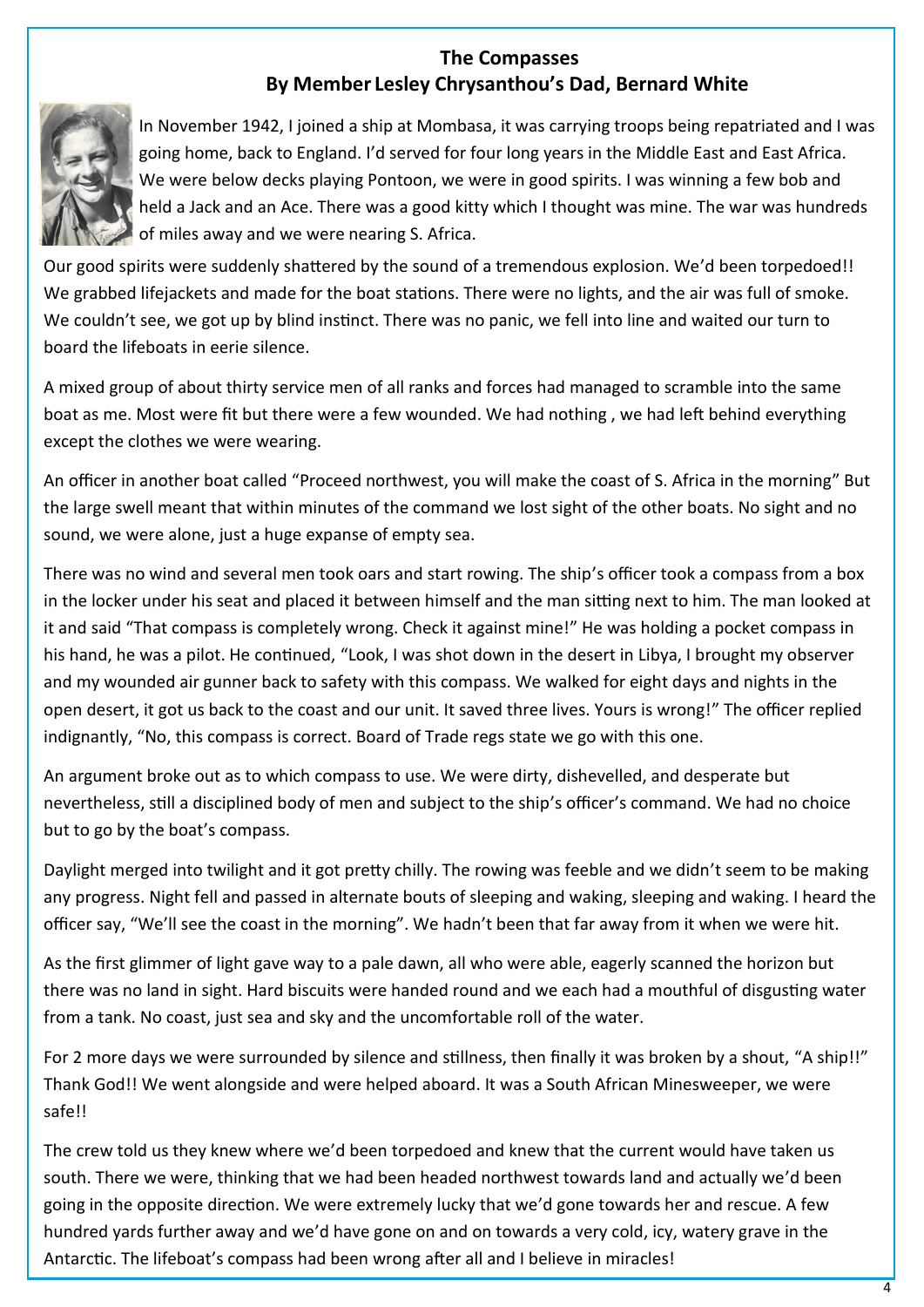## The Compasses
## By Member Lesley Chrysanthou's Dad, Bernard White

In November 1942, I joined a ship at Mombasa, it was carrying troops being repatriated and I was going home, back to England. I'd served for four long years in the Middle East and East Africa. We were below decks playing Pontoon, we were in good spirits. I was winning a few bob and held a Jack and an Ace. There was a good kitty which I thought was mine. The war was hundreds of miles away and we were nearing S. Africa.

Our good spirits were suddenly shattered by the sound of a tremendous explosion. We'd been torpedoed!! We grabbed lifejackets and made for the boat stations. There were no lights, and the air was full of smoke. We couldn't see, we got up by blind instinct. There was no panic, we fell into line and waited our turn to board the lifeboats in eerie silence.

A mixed group of about thirty service men of all ranks and forces had managed to scramble into the same boat as me. Most were fit but there were a few wounded. We had nothing , we had left behind everything except the clothes we were wearing.

An officer in another boat called "Proceed northwest, you will make the coast of S. Africa in the morning" But the large swell meant that within minutes of the command we lost sight of the other boats. No sight and no sound, we were alone, just a huge expanse of empty sea.

There was no wind and several men took oars and start rowing. The ship's officer took a compass from a box in the locker under his seat and placed it between himself and the man sitting next to him. The man looked at it and said "That compass is completely wrong. Check it against mine!" He was holding a pocket compass in his hand, he was a pilot. He continued, "Look, I was shot down in the desert in Libya, I brought my observer and my wounded air gunner back to safety with this compass. We walked for eight days and nights in the open desert, it got us back to the coast and our unit. It saved three lives. Yours is wrong!" The officer replied indignantly, "No, this compass is correct. Board of Trade regs state we go with this one.

An argument broke out as to which compass to use. We were dirty, dishevelled, and desperate but nevertheless, still a disciplined body of men and subject to the ship's officer's command. We had no choice but to go by the boat's compass.

Daylight merged into twilight and it got pretty chilly. The rowing was feeble and we didn't seem to be making any progress. Night fell and passed in alternate bouts of sleeping and waking, sleeping and waking. I heard the officer say, "We'll see the coast in the morning". We hadn't been that far away from it when we were hit.

As the first glimmer of light gave way to a pale dawn, all who were able, eagerly scanned the horizon but there was no land in sight. Hard biscuits were handed round and we each had a mouthful of disgusting water from a tank. No coast, just sea and sky and the uncomfortable roll of the water.

For 2 more days we were surrounded by silence and stillness, then finally it was broken by a shout, "A ship!!" Thank God!! We went alongside and were helped aboard. It was a South African Minesweeper, we were safe!!

The crew told us they knew where we'd been torpedoed and knew that the current would have taken us south. There we were, thinking that we had been headed northwest towards land and actually we'd been going in the opposite direction. We were extremely lucky that we'd gone towards her and rescue. A few hundred yards further away and we'd have gone on and on towards a very cold, icy, watery grave in the Antarctic. The lifeboat's compass had been wrong after all and I believe in miracles!